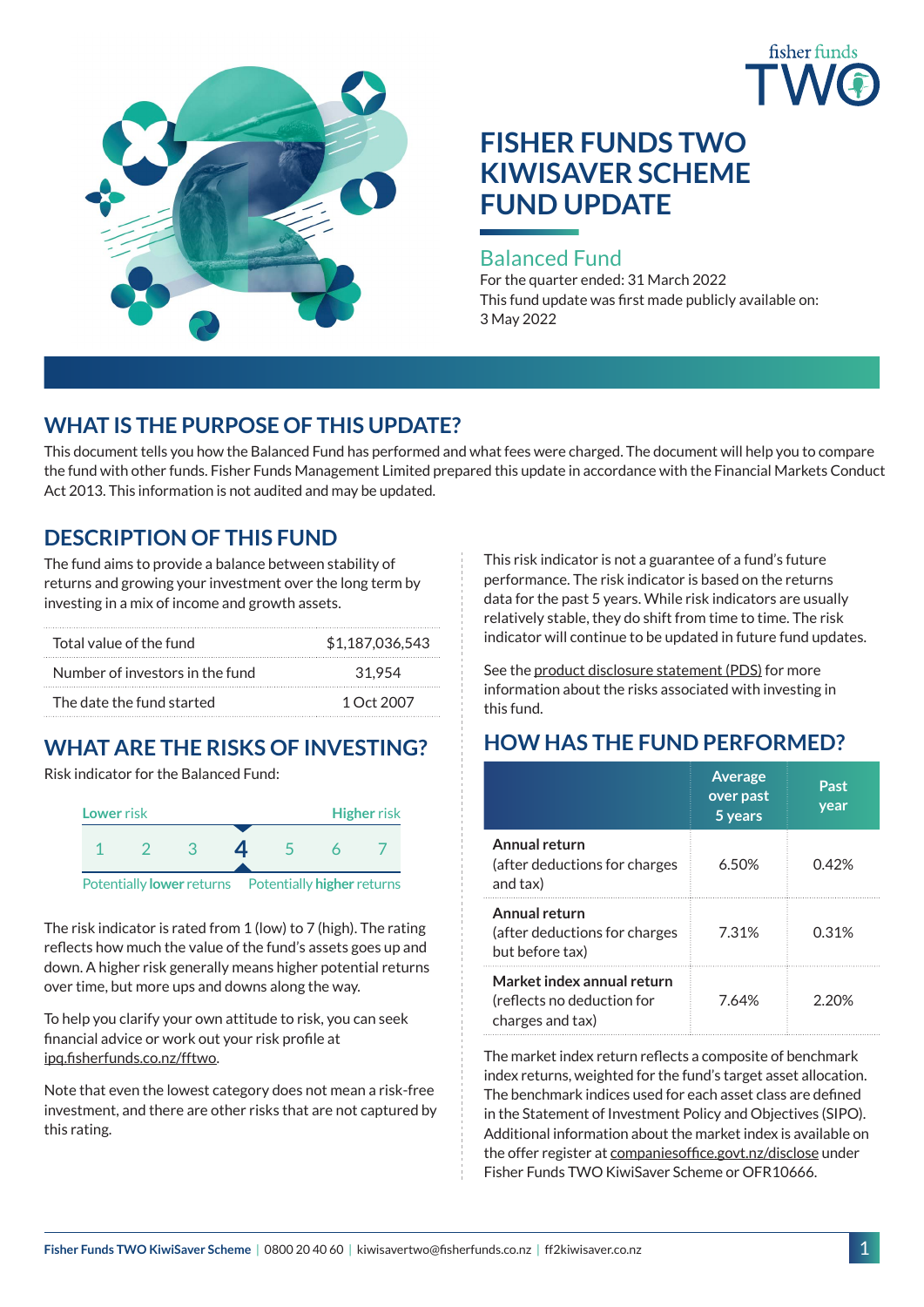fisher funds TWO

# FISHER FUNDS TWO KIWISAVER SCHEME FUND UPDATE

## Balanced Fund

For the quarter ended: 31 March 2022

This fund update was first made publicly available on: 3 May 2022

## WHAT IS THE PURPOSE OF THIS UPDATE?

This document tells you how the Balanced Fund has performed and what fees were charged. The document will help you to compare the fund with other funds. Fisher Funds Management Limited prepared this update in accordance with the Financial Markets Conduct Act 2013. This information is not audited and may be updated.

## DESCRIPTION OF THIS FUND

The fund aims to provide a balance between stability of returns and growing your investment over the long term by investing in a mix of income and growth assets.

| | |
|---|---|
| Total value of the fund | $1,187,036,543 |
| Number of investors in the fund | 31,954 |
| The date the fund started | 1 Oct 2007 |

## WHAT ARE THE RISKS OF INVESTING?

Risk indicator for the Balanced Fund:

| Lower risk | | | | | | Higher risk |
|---|---|---|---|---|---|---|
| 1 | 2 | 3 | **4** | 5 | 6 | 7 |

Potentially **lower** returns — Potentially **higher** returns

The risk indicator is rated from 1 (low) to 7 (high). The rating reflects how much the value of the fund's assets goes up and down. A higher risk generally means higher potential returns over time, but more ups and downs along the way.

To help you clarify your own attitude to risk, you can seek financial advice or work out your risk profile at ipq.fisherfunds.co.nz/fftwo.

Note that even the lowest category does not mean a risk-free investment, and there are other risks that are not captured by this rating.

This risk indicator is not a guarantee of a fund's future performance. The risk indicator is based on the returns data for the past 5 years. While risk indicators are usually relatively stable, they do shift from time to time. The risk indicator will continue to be updated in future fund updates.

See the product disclosure statement (PDS) for more information about the risks associated with investing in this fund.

## HOW HAS THE FUND PERFORMED?

| | Average over past 5 years | Past year |
|---|---|---|
| **Annual return** (after deductions for charges and tax) | 6.50% | 0.42% |
| **Annual return** (after deductions for charges but before tax) | 7.31% | 0.31% |
| **Market index annual return** (reflects no deduction for charges and tax) | 7.64% | 2.20% |

The market index return reflects a composite of benchmark index returns, weighted for the fund's target asset allocation. The benchmark indices used for each asset class are defined in the Statement of Investment Policy and Objectives (SIPO). Additional information about the market index is available on the offer register at companiesoffice.govt.nz/disclose under Fisher Funds TWO KiwiSaver Scheme or OFR10666.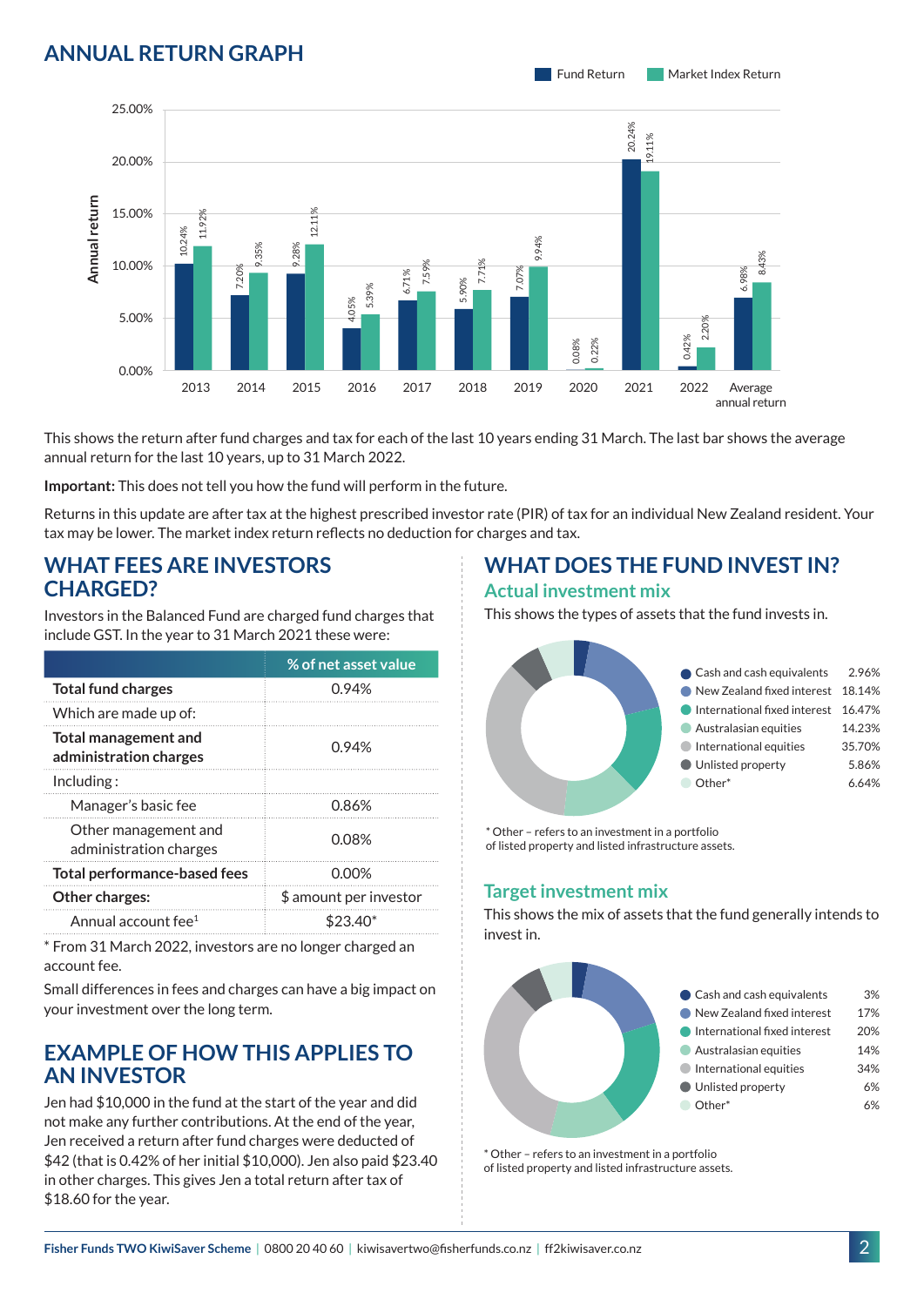## ANNUAL RETURN GRAPH

| Year | Fund Return | Market Index Return |
|---|---|---|
| 2013 | 10.24% | 11.92% |
| 2014 | 7.20% | 9.35% |
| 2015 | 9.28% | 12.11% |
| 2016 | 4.05% | 5.39% |
| 2017 | 6.71% | 7.59% |
| 2018 | 5.90% | 7.71% |
| 2019 | 7.07% | 9.94% |
| 2020 | 0.08% | 0.22% |
| 2021 | 20.24% | 19.11% |
| 2022 | 0.42% | 2.20% |
| Average annual return | 6.98% | 8.43% |

This shows the return after fund charges and tax for each of the last 10 years ending 31 March. The last bar shows the average annual return for the last 10 years, up to 31 March 2022.

**Important:** This does not tell you how the fund will perform in the future.

Returns in this update are after tax at the highest prescribed investor rate (PIR) of tax for an individual New Zealand resident. Your tax may be lower. The market index return reflects no deduction for charges and tax.

## WHAT FEES ARE INVESTORS CHARGED?

Investors in the Balanced Fund are charged fund charges that include GST. In the year to 31 March 2021 these were:

| | % of net asset value |
|---|---|
| **Total fund charges** | 0.94% |
| Which are made up of: | |
| **Total management and administration charges** | 0.94% |
| Including: | |
| Manager's basic fee | 0.86% |
| Other management and administration charges | 0.08% |
| **Total performance-based fees** | 0.00% |
| **Other charges:** | $ amount per investor |
| Annual account fee[1] | $23.40* |

* From 31 March 2022, investors are no longer charged an account fee.

Small differences in fees and charges can have a big impact on your investment over the long term.

## EXAMPLE OF HOW THIS APPLIES TO AN INVESTOR

Jen had $10,000 in the fund at the start of the year and did not make any further contributions. At the end of the year, Jen received a return after fund charges were deducted of $42 (that is 0.42% of her initial $10,000). Jen also paid $23.40 in other charges. This gives Jen a total return after tax of $18.60 for the year.

## WHAT DOES THE FUND INVEST IN?

### Actual investment mix

This shows the types of assets that the fund invests in.

| Asset | % |
|---|---|
| Cash and cash equivalents | 2.96% |
| New Zealand fixed interest | 18.14% |
| International fixed interest | 16.47% |
| Australasian equities | 14.23% |
| International equities | 35.70% |
| Unlisted property | 5.86% |
| Other* | 6.64% |

* Other – refers to an investment in a portfolio of listed property and listed infrastructure assets.

### Target investment mix

This shows the mix of assets that the fund generally intends to invest in.

| Asset | % |
|---|---|
| Cash and cash equivalents | 3% |
| New Zealand fixed interest | 17% |
| International fixed interest | 20% |
| Australasian equities | 14% |
| International equities | 34% |
| Unlisted property | 6% |
| Other* | 6% |

* Other – refers to an investment in a portfolio of listed property and listed infrastructure assets.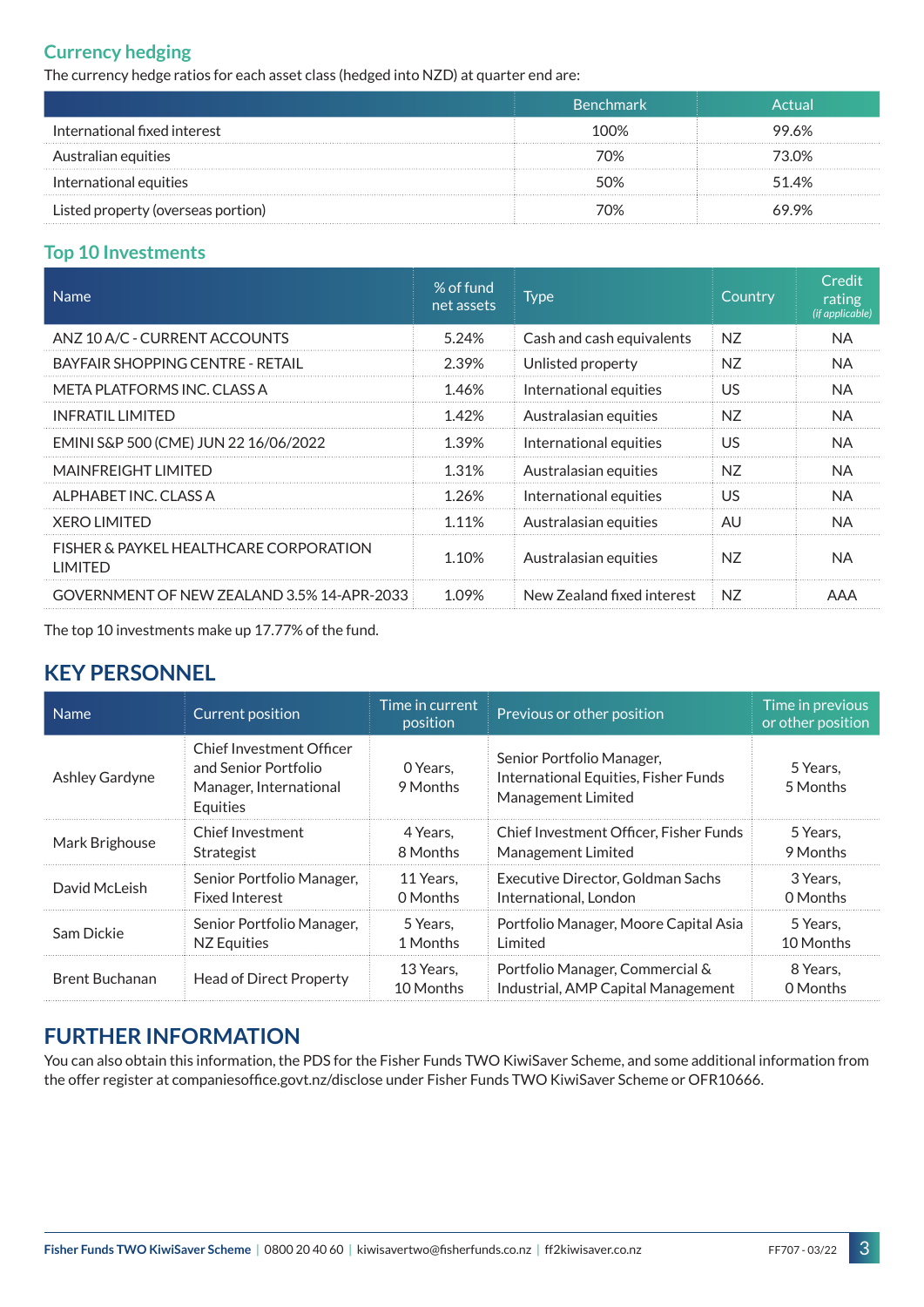## Currency hedging

The currency hedge ratios for each asset class (hedged into NZD) at quarter end are:

| | Benchmark | Actual |
|---|---|---|
| International fixed interest | 100% | 99.6% |
| Australian equities | 70% | 73.0% |
| International equities | 50% | 51.4% |
| Listed property (overseas portion) | 70% | 69.9% |

## Top 10 Investments

| Name | % of fund net assets | Type | Country | Credit rating *(if applicable)* |
|---|---|---|---|---|
| ANZ 10 A/C - CURRENT ACCOUNTS | 5.24% | Cash and cash equivalents | NZ | NA |
| BAYFAIR SHOPPING CENTRE - RETAIL | 2.39% | Unlisted property | NZ | NA |
| META PLATFORMS INC. CLASS A | 1.46% | International equities | US | NA |
| INFRATIL LIMITED | 1.42% | Australasian equities | NZ | NA |
| EMINI S&P 500 (CME) JUN 22 16/06/2022 | 1.39% | International equities | US | NA |
| MAINFREIGHT LIMITED | 1.31% | Australasian equities | NZ | NA |
| ALPHABET INC. CLASS A | 1.26% | International equities | US | NA |
| XERO LIMITED | 1.11% | Australasian equities | AU | NA |
| FISHER & PAYKEL HEALTHCARE CORPORATION LIMITED | 1.10% | Australasian equities | NZ | NA |
| GOVERNMENT OF NEW ZEALAND 3.5% 14-APR-2033 | 1.09% | New Zealand fixed interest | NZ | AAA |

The top 10 investments make up 17.77% of the fund.

## KEY PERSONNEL

| Name | Current position | Time in current position | Previous or other position | Time in previous or other position |
|---|---|---|---|---|
| Ashley Gardyne | Chief Investment Officer and Senior Portfolio Manager, International Equities | 0 Years, 9 Months | Senior Portfolio Manager, International Equities, Fisher Funds Management Limited | 5 Years, 5 Months |
| Mark Brighouse | Chief Investment Strategist | 4 Years, 8 Months | Chief Investment Officer, Fisher Funds Management Limited | 5 Years, 9 Months |
| David McLeish | Senior Portfolio Manager, Fixed Interest | 11 Years, 0 Months | Executive Director, Goldman Sachs International, London | 3 Years, 0 Months |
| Sam Dickie | Senior Portfolio Manager, NZ Equities | 5 Years, 1 Months | Portfolio Manager, Moore Capital Asia Limited | 5 Years, 10 Months |
| Brent Buchanan | Head of Direct Property | 13 Years, 10 Months | Portfolio Manager, Commercial & Industrial, AMP Capital Management | 8 Years, 0 Months |

## FURTHER INFORMATION

You can also obtain this information, the PDS for the Fisher Funds TWO KiwiSaver Scheme, and some additional information from the offer register at companiesoffice.govt.nz/disclose under Fisher Funds TWO KiwiSaver Scheme or OFR10666.